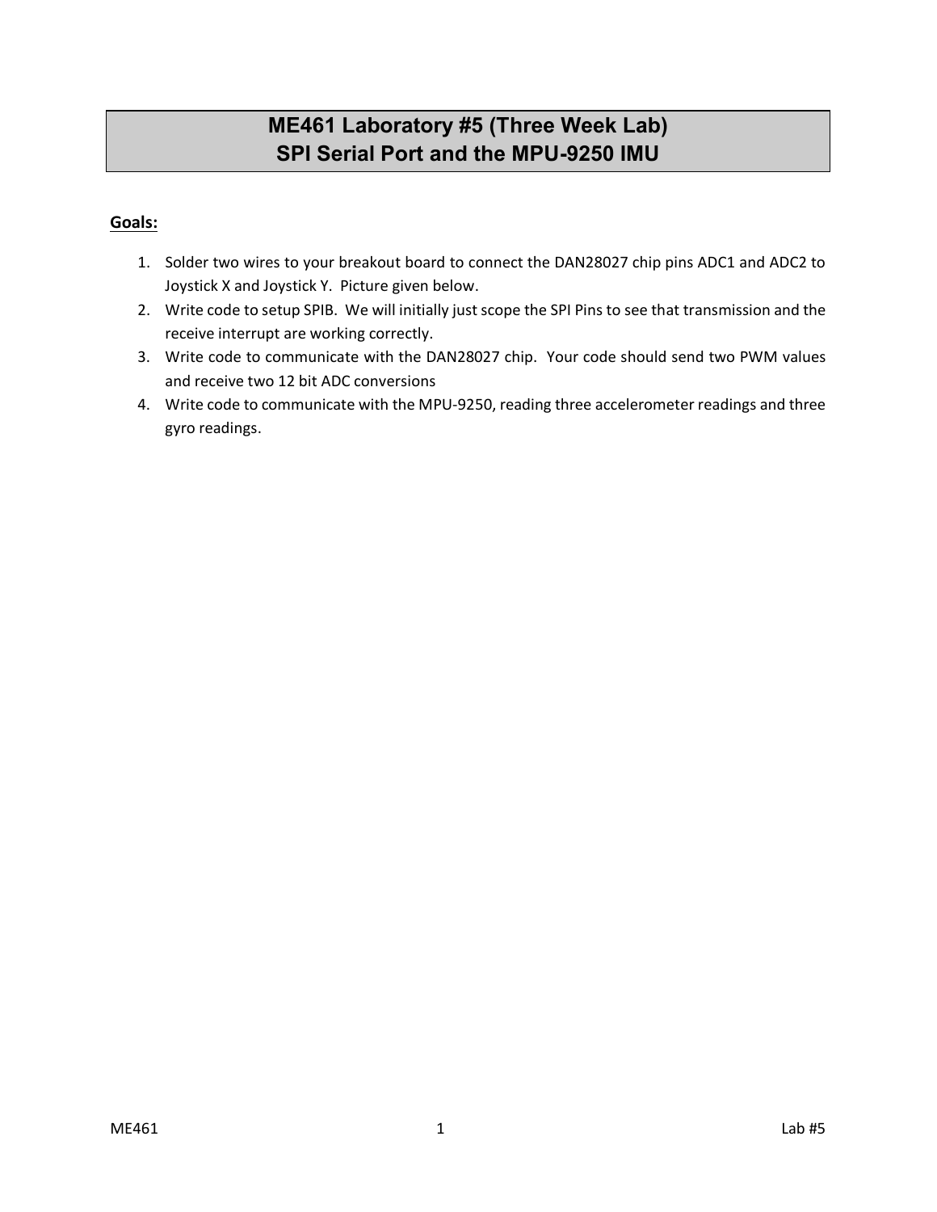# ME461 Laboratory #5 (Three Week Lab)
# SPI Serial Port and the MPU-9250 IMU

## Goals:

1. Solder two wires to your breakout board to connect the DAN28027 chip pins ADC1 and ADC2 to Joystick X and Joystick Y. Picture given below.
2. Write code to setup SPIB. We will initially just scope the SPI Pins to see that transmission and the receive interrupt are working correctly.
3. Write code to communicate with the DAN28027 chip. Your code should send two PWM values and receive two 12 bit ADC conversions
4. Write code to communicate with the MPU-9250, reading three accelerometer readings and three gyro readings.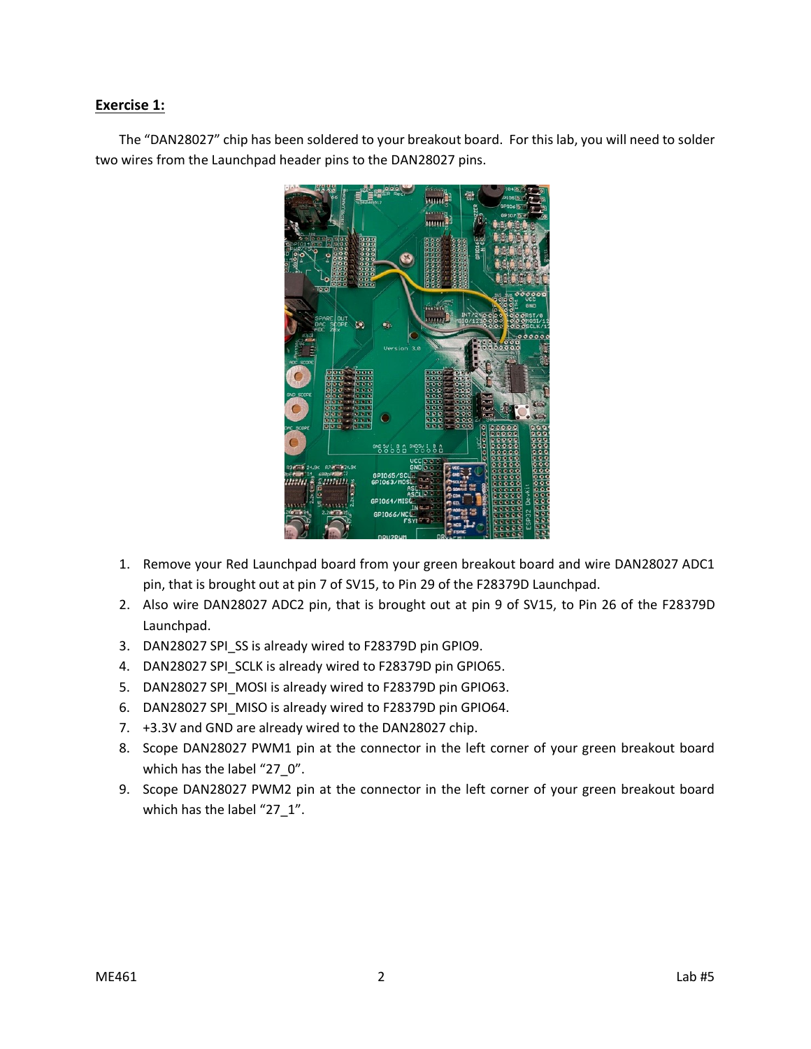**Exercise 1:**

The "DAN28027" chip has been soldered to your breakout board. For this lab, you will need to solder two wires from the Launchpad header pins to the DAN28027 pins.

1. Remove your Red Launchpad board from your green breakout board and wire DAN28027 ADC1 pin, that is brought out at pin 7 of SV15, to Pin 29 of the F28379D Launchpad.
2. Also wire DAN28027 ADC2 pin, that is brought out at pin 9 of SV15, to Pin 26 of the F28379D Launchpad.
3. DAN28027 SPI_SS is already wired to F28379D pin GPIO9.
4. DAN28027 SPI_SCLK is already wired to F28379D pin GPIO65.
5. DAN28027 SPI_MOSI is already wired to F28379D pin GPIO63.
6. DAN28027 SPI_MISO is already wired to F28379D pin GPIO64.
7. +3.3V and GND are already wired to the DAN28027 chip.
8. Scope DAN28027 PWM1 pin at the connector in the left corner of your green breakout board which has the label "27_0".
9. Scope DAN28027 PWM2 pin at the connector in the left corner of your green breakout board which has the label "27_1".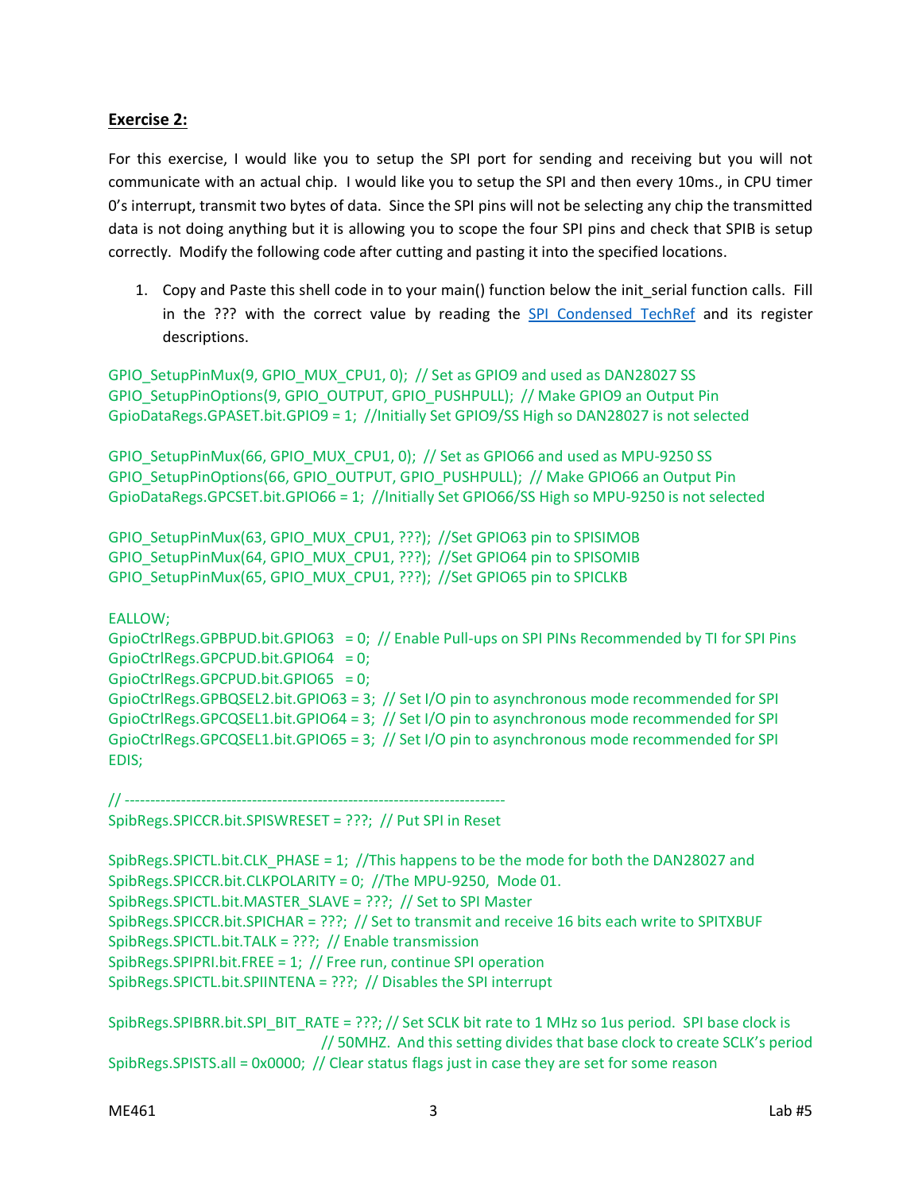**Exercise 2:**

For this exercise, I would like you to setup the SPI port for sending and receiving but you will not communicate with an actual chip. I would like you to setup the SPI and then every 10ms., in CPU timer 0's interrupt, transmit two bytes of data. Since the SPI pins will not be selecting any chip the transmitted data is not doing anything but it is allowing you to scope the four SPI pins and check that SPIB is setup correctly. Modify the following code after cutting and pasting it into the specified locations.

1. Copy and Paste this shell code in to your main() function below the init_serial function calls. Fill in the ??? with the correct value by reading the SPI Condensed TechRef and its register descriptions.

```
GPIO_SetupPinMux(9, GPIO_MUX_CPU1, 0); // Set as GPIO9 and used as DAN28027 SS
GPIO_SetupPinOptions(9, GPIO_OUTPUT, GPIO_PUSHPULL); // Make GPIO9 an Output Pin
GpioDataRegs.GPASET.bit.GPIO9 = 1; //Initially Set GPIO9/SS High so DAN28027 is not selected

GPIO_SetupPinMux(66, GPIO_MUX_CPU1, 0); // Set as GPIO66 and used as MPU-9250 SS
GPIO_SetupPinOptions(66, GPIO_OUTPUT, GPIO_PUSHPULL); // Make GPIO66 an Output Pin
GpioDataRegs.GPCSET.bit.GPIO66 = 1; //Initially Set GPIO66/SS High so MPU-9250 is not selected

GPIO_SetupPinMux(63, GPIO_MUX_CPU1, ???); //Set GPIO63 pin to SPISIMOB
GPIO_SetupPinMux(64, GPIO_MUX_CPU1, ???); //Set GPIO64 pin to SPISOMIB
GPIO_SetupPinMux(65, GPIO_MUX_CPU1, ???); //Set GPIO65 pin to SPICLKB

EALLOW;
GpioCtrlRegs.GPBPUD.bit.GPIO63   = 0; // Enable Pull-ups on SPI PINs Recommended by TI for SPI Pins
GpioCtrlRegs.GPCPUD.bit.GPIO64   = 0;
GpioCtrlRegs.GPCPUD.bit.GPIO65   = 0;
GpioCtrlRegs.GPBQSEL2.bit.GPIO63 = 3; // Set I/O pin to asynchronous mode recommended for SPI
GpioCtrlRegs.GPCQSEL1.bit.GPIO64 = 3; // Set I/O pin to asynchronous mode recommended for SPI
GpioCtrlRegs.GPCQSEL1.bit.GPIO65 = 3; // Set I/O pin to asynchronous mode recommended for SPI
EDIS;

// ---------------------------------------------------------------------------
SpibRegs.SPICCR.bit.SPISWRESET = ???; // Put SPI in Reset

SpibRegs.SPICTL.bit.CLK_PHASE = 1; //This happens to be the mode for both the DAN28027 and
SpibRegs.SPICCR.bit.CLKPOLARITY = 0; //The MPU-9250, Mode 01.
SpibRegs.SPICTL.bit.MASTER_SLAVE = ???; // Set to SPI Master
SpibRegs.SPICCR.bit.SPICHAR = ???; // Set to transmit and receive 16 bits each write to SPITXBUF
SpibRegs.SPICTL.bit.TALK = ???; // Enable transmission
SpibRegs.SPIPRI.bit.FREE = 1; // Free run, continue SPI operation
SpibRegs.SPICTL.bit.SPIINTENA = ???; // Disables the SPI interrupt

SpibRegs.SPIBRR.bit.SPI_BIT_RATE = ???; // Set SCLK bit rate to 1 MHz so 1us period. SPI base clock is
                                        // 50MHZ. And this setting divides that base clock to create SCLK's period
SpibRegs.SPISTS.all = 0x0000; // Clear status flags just in case they are set for some reason
```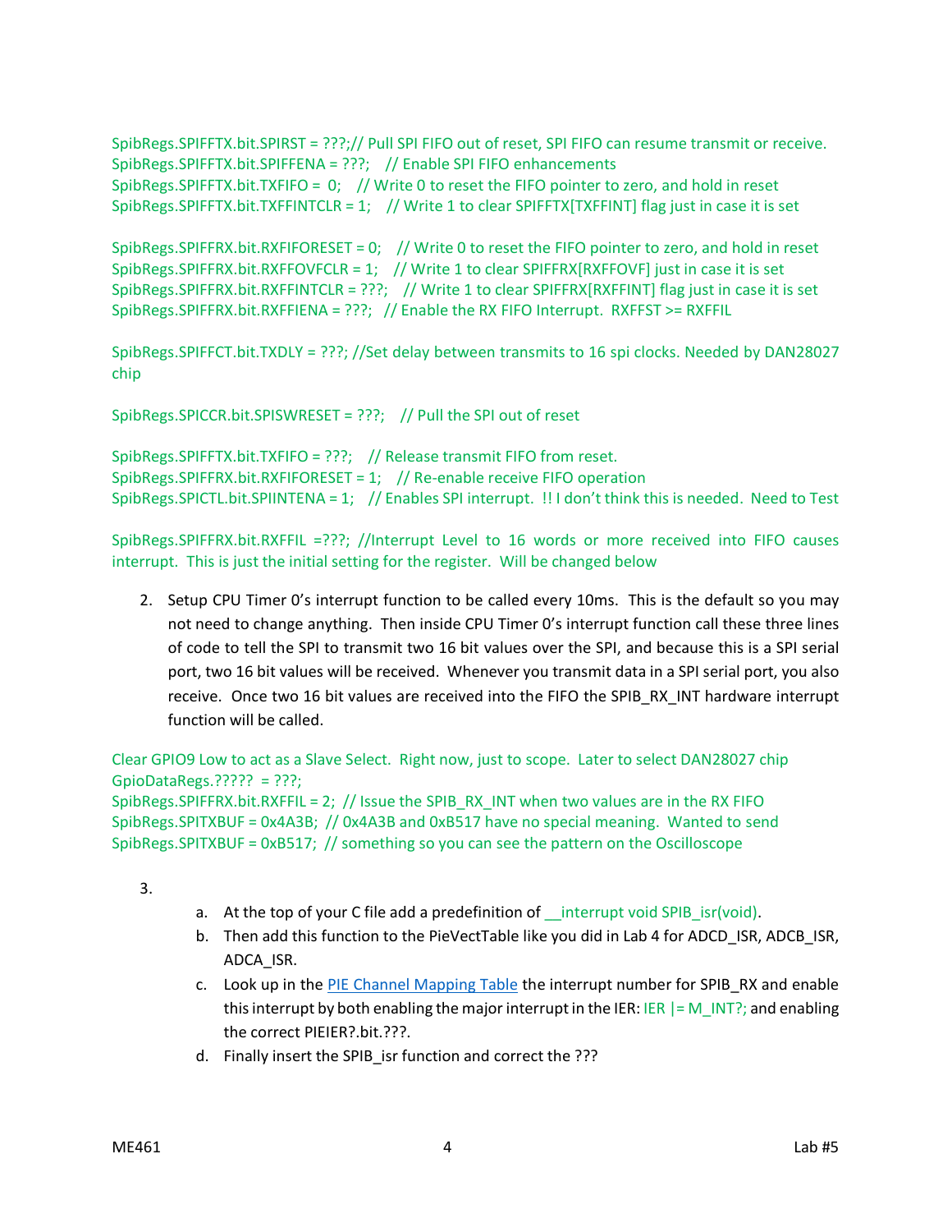```
SpibRegs.SPIFFTX.bit.SPIRST = ???;// Pull SPI FIFO out of reset, SPI FIFO can resume transmit or receive.
SpibRegs.SPIFFTX.bit.SPIFFENA = ???;    // Enable SPI FIFO enhancements
SpibRegs.SPIFFTX.bit.TXFIFO =  0;    // Write 0 to reset the FIFO pointer to zero, and hold in reset
SpibRegs.SPIFFTX.bit.TXFFINTCLR = 1;    // Write 1 to clear SPIFFTX[TXFFINT] flag just in case it is set

SpibRegs.SPIFFRX.bit.RXFIFORESET = 0;    // Write 0 to reset the FIFO pointer to zero, and hold in reset
SpibRegs.SPIFFRX.bit.RXFFOVFCLR = 1;    // Write 1 to clear SPIFFRX[RXFFOVF] just in case it is set
SpibRegs.SPIFFRX.bit.RXFFINTCLR = ???;    // Write 1 to clear SPIFFRX[RXFFINT] flag just in case it is set
SpibRegs.SPIFFRX.bit.RXFFIENA = ???;   // Enable the RX FIFO Interrupt.  RXFFST >= RXFFIL

SpibRegs.SPIFFCT.bit.TXDLY = ???; //Set delay between transmits to 16 spi clocks. Needed by DAN28027 chip

SpibRegs.SPICCR.bit.SPISWRESET = ???;    // Pull the SPI out of reset

SpibRegs.SPIFFTX.bit.TXFIFO = ???;    // Release transmit FIFO from reset.
SpibRegs.SPIFFRX.bit.RXFIFORESET = 1;    // Re-enable receive FIFO operation
SpibRegs.SPICTL.bit.SPIINTENA = 1;    // Enables SPI interrupt.  !! I don't think this is needed.  Need to Test

SpibRegs.SPIFFRX.bit.RXFFIL =???; //Interrupt Level to 16 words or more received into FIFO causes interrupt.  This is just the initial setting for the register.  Will be changed below
```

2. Setup CPU Timer 0's interrupt function to be called every 10ms. This is the default so you may not need to change anything. Then inside CPU Timer 0's interrupt function call these three lines of code to tell the SPI to transmit two 16 bit values over the SPI, and because this is a SPI serial port, two 16 bit values will be received. Whenever you transmit data in a SPI serial port, you also receive. Once two 16 bit values are received into the FIFO the SPIB_RX_INT hardware interrupt function will be called.

```
Clear GPIO9 Low to act as a Slave Select.  Right now, just to scope.  Later to select DAN28027 chip
GpioDataRegs.?????  = ???;
SpibRegs.SPIFFRX.bit.RXFFIL = 2;  // Issue the SPIB_RX_INT when two values are in the RX FIFO
SpibRegs.SPITXBUF = 0x4A3B;  // 0x4A3B and 0xB517 have no special meaning.  Wanted to send
SpibRegs.SPITXBUF = 0xB517;  // something so you can see the pattern on the Oscilloscope
```

3.
   a. At the top of your C file add a predefinition of `__interrupt void SPIB_isr(void)`.
   b. Then add this function to the PieVectTable like you did in Lab 4 for ADCD_ISR, ADCB_ISR, ADCA_ISR.
   c. Look up in the PIE Channel Mapping Table the interrupt number for SPIB_RX and enable this interrupt by both enabling the major interrupt in the IER: `IER |= M_INT?;` and enabling the correct PIEIER?.bit.???.
   d. Finally insert the SPIB_isr function and correct the ???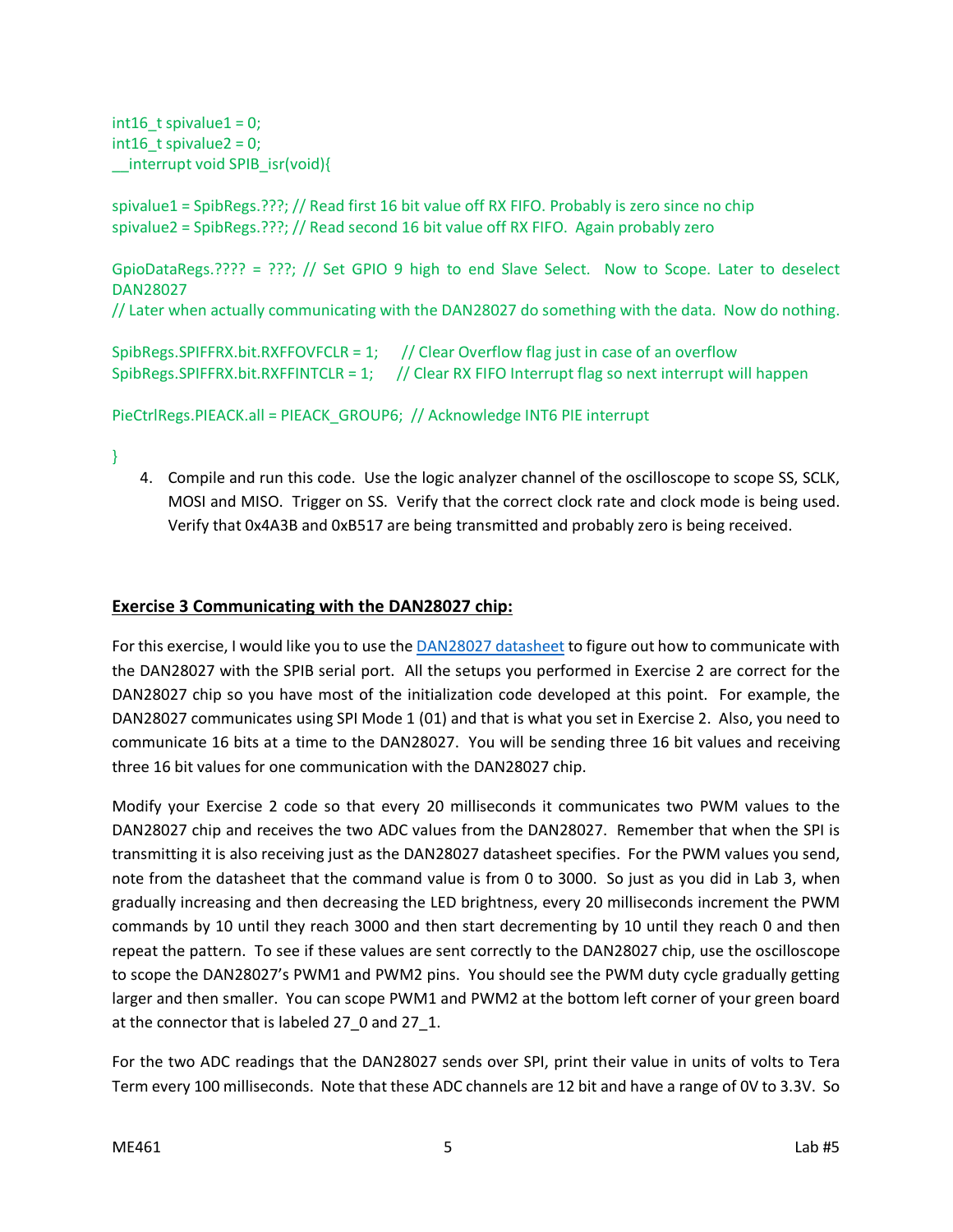```
int16_t spivalue1 = 0;
int16_t spivalue2 = 0;
__interrupt void SPIB_isr(void){

spivalue1 = SpibRegs.???; // Read first 16 bit value off RX FIFO. Probably is zero since no chip
spivalue2 = SpibRegs.???; // Read second 16 bit value off RX FIFO.  Again probably zero

GpioDataRegs.???? = ???; // Set GPIO 9 high to end Slave Select.  Now to Scope. Later to deselect DAN28027
// Later when actually communicating with the DAN28027 do something with the data.  Now do nothing.

SpibRegs.SPIFFRX.bit.RXFFOVFCLR = 1;     // Clear Overflow flag just in case of an overflow
SpibRegs.SPIFFRX.bit.RXFFINTCLR = 1;     // Clear RX FIFO Interrupt flag so next interrupt will happen

PieCtrlRegs.PIEACK.all = PIEACK_GROUP6;  // Acknowledge INT6 PIE interrupt

}
```

4. Compile and run this code. Use the logic analyzer channel of the oscilloscope to scope SS, SCLK, MOSI and MISO. Trigger on SS. Verify that the correct clock rate and clock mode is being used. Verify that 0x4A3B and 0xB517 are being transmitted and probably zero is being received.

**Exercise 3 Communicating with the DAN28027 chip:**

For this exercise, I would like you to use the DAN28027 datasheet to figure out how to communicate with the DAN28027 with the SPIB serial port. All the setups you performed in Exercise 2 are correct for the DAN28027 chip so you have most of the initialization code developed at this point. For example, the DAN28027 communicates using SPI Mode 1 (01) and that is what you set in Exercise 2. Also, you need to communicate 16 bits at a time to the DAN28027. You will be sending three 16 bit values and receiving three 16 bit values for one communication with the DAN28027 chip.

Modify your Exercise 2 code so that every 20 milliseconds it communicates two PWM values to the DAN28027 chip and receives the two ADC values from the DAN28027. Remember that when the SPI is transmitting it is also receiving just as the DAN28027 datasheet specifies. For the PWM values you send, note from the datasheet that the command value is from 0 to 3000. So just as you did in Lab 3, when gradually increasing and then decreasing the LED brightness, every 20 milliseconds increment the PWM commands by 10 until they reach 3000 and then start decrementing by 10 until they reach 0 and then repeat the pattern. To see if these values are sent correctly to the DAN28027 chip, use the oscilloscope to scope the DAN28027's PWM1 and PWM2 pins. You should see the PWM duty cycle gradually getting larger and then smaller. You can scope PWM1 and PWM2 at the bottom left corner of your green board at the connector that is labeled 27_0 and 27_1.

For the two ADC readings that the DAN28027 sends over SPI, print their value in units of volts to Tera Term every 100 milliseconds. Note that these ADC channels are 12 bit and have a range of 0V to 3.3V. So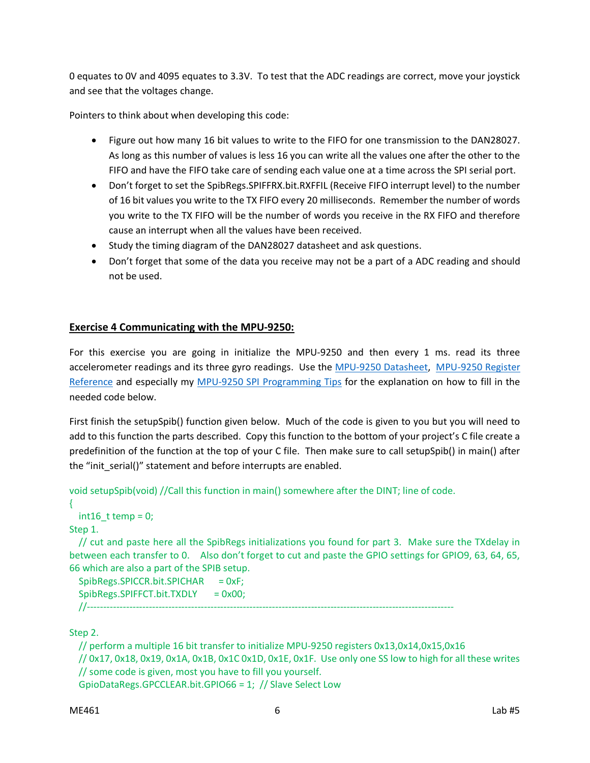0 equates to 0V and 4095 equates to 3.3V. To test that the ADC readings are correct, move your joystick and see that the voltages change.

Pointers to think about when developing this code:

- Figure out how many 16 bit values to write to the FIFO for one transmission to the DAN28027. As long as this number of values is less 16 you can write all the values one after the other to the FIFO and have the FIFO take care of sending each value one at a time across the SPI serial port.
- Don't forget to set the SpibRegs.SPIFFRX.bit.RXFFIL (Receive FIFO interrupt level) to the number of 16 bit values you write to the TX FIFO every 20 milliseconds. Remember the number of words you write to the TX FIFO will be the number of words you receive in the RX FIFO and therefore cause an interrupt when all the values have been received.
- Study the timing diagram of the DAN28027 datasheet and ask questions.
- Don't forget that some of the data you receive may not be a part of a ADC reading and should not be used.

## Exercise 4 Communicating with the MPU-9250:

For this exercise you are going in initialize the MPU-9250 and then every 1 ms. read its three accelerometer readings and its three gyro readings. Use the MPU-9250 Datasheet, MPU-9250 Register Reference and especially my MPU-9250 SPI Programming Tips for the explanation on how to fill in the needed code below.

First finish the setupSpib() function given below. Much of the code is given to you but you will need to add to this function the parts described. Copy this function to the bottom of your project's C file create a predefinition of the function at the top of your C file. Then make sure to call setupSpib() in main() after the "init_serial()" statement and before interrupts are enabled.

```
void setupSpib(void) //Call this function in main() somewhere after the DINT; line of code.
{
   int16_t temp = 0;
Step 1.
   // cut and paste here all the SpibRegs initializations you found for part 3.  Make sure the TXdelay in between each transfer to 0.   Also don't forget to cut and paste the GPIO settings for GPIO9, 63, 64, 65, 66 which are also a part of the SPIB setup.
   SpibRegs.SPICCR.bit.SPICHAR     = 0xF;
   SpibRegs.SPIFFCT.bit.TXDLY      = 0x00;
   //-----------------------------------------------------------------------------------------------------------------

Step 2.
   // perform a multiple 16 bit transfer to initialize MPU-9250 registers 0x13,0x14,0x15,0x16
   // 0x17, 0x18, 0x19, 0x1A, 0x1B, 0x1C 0x1D, 0x1E, 0x1F.  Use only one SS low to high for all these writes
   // some code is given, most you have to fill you yourself.
   GpioDataRegs.GPCCLEAR.bit.GPIO66 = 1;  // Slave Select Low
```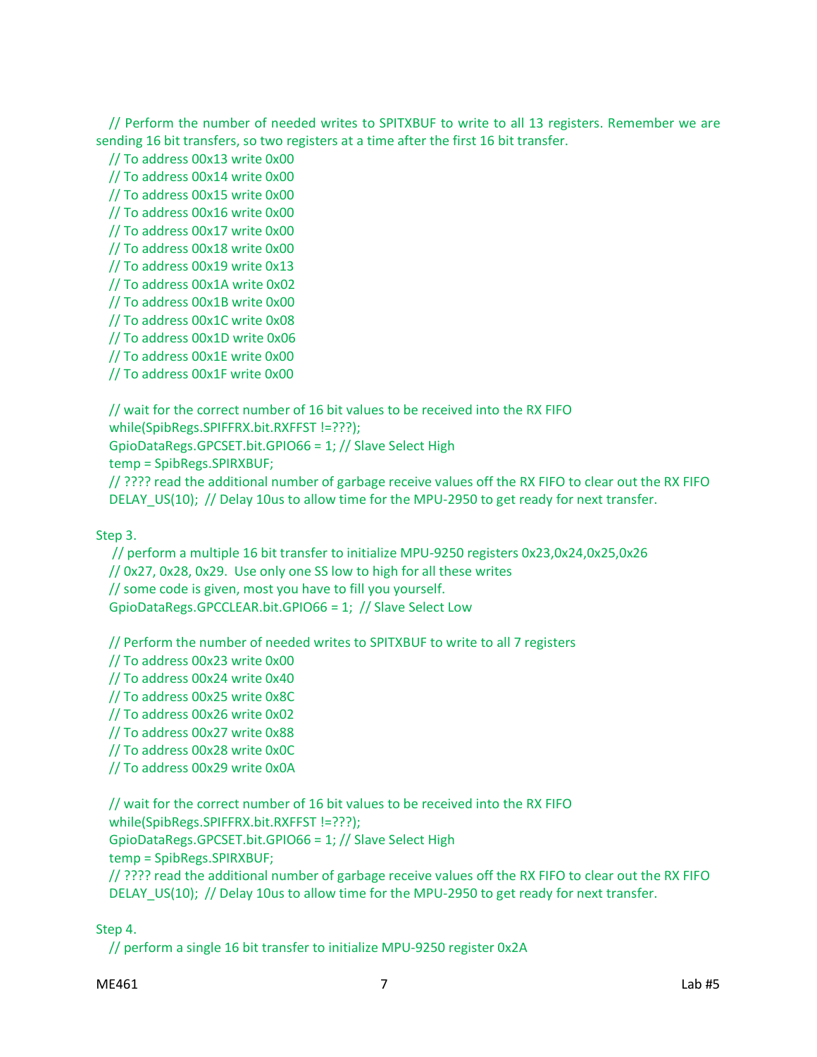```
   // Perform the number of needed writes to SPITXBUF to write to all 13 registers. Remember we are sending 16 bit transfers, so two registers at a time after the first 16 bit transfer.
   // To address 00x13 write 0x00
   // To address 00x14 write 0x00
   // To address 00x15 write 0x00
   // To address 00x16 write 0x00
   // To address 00x17 write 0x00
   // To address 00x18 write 0x00
   // To address 00x19 write 0x13
   // To address 00x1A write 0x02
   // To address 00x1B write 0x00
   // To address 00x1C write 0x08
   // To address 00x1D write 0x06
   // To address 00x1E write 0x00
   // To address 00x1F write 0x00

   // wait for the correct number of 16 bit values to be received into the RX FIFO
   while(SpibRegs.SPIFFRX.bit.RXFFST !=???);
   GpioDataRegs.GPCSET.bit.GPIO66 = 1; // Slave Select High
   temp = SpibRegs.SPIRXBUF;
   // ???? read the additional number of garbage receive values off the RX FIFO to clear out the RX FIFO
   DELAY_US(10);  // Delay 10us to allow time for the MPU-2950 to get ready for next transfer.
```

Step 3.

```
   // perform a multiple 16 bit transfer to initialize MPU-9250 registers 0x23,0x24,0x25,0x26
   // 0x27, 0x28, 0x29.  Use only one SS low to high for all these writes
   // some code is given, most you have to fill you yourself.
   GpioDataRegs.GPCCLEAR.bit.GPIO66 = 1;  // Slave Select Low

   // Perform the number of needed writes to SPITXBUF to write to all 7 registers
   // To address 00x23 write 0x00
   // To address 00x24 write 0x40
   // To address 00x25 write 0x8C
   // To address 00x26 write 0x02
   // To address 00x27 write 0x88
   // To address 00x28 write 0x0C
   // To address 00x29 write 0x0A

   // wait for the correct number of 16 bit values to be received into the RX FIFO
   while(SpibRegs.SPIFFRX.bit.RXFFST !=???);
   GpioDataRegs.GPCSET.bit.GPIO66 = 1; // Slave Select High
   temp = SpibRegs.SPIRXBUF;
   // ???? read the additional number of garbage receive values off the RX FIFO to clear out the RX FIFO
   DELAY_US(10);  // Delay 10us to allow time for the MPU-2950 to get ready for next transfer.
```

Step 4.

```
   // perform a single 16 bit transfer to initialize MPU-9250 register 0x2A
```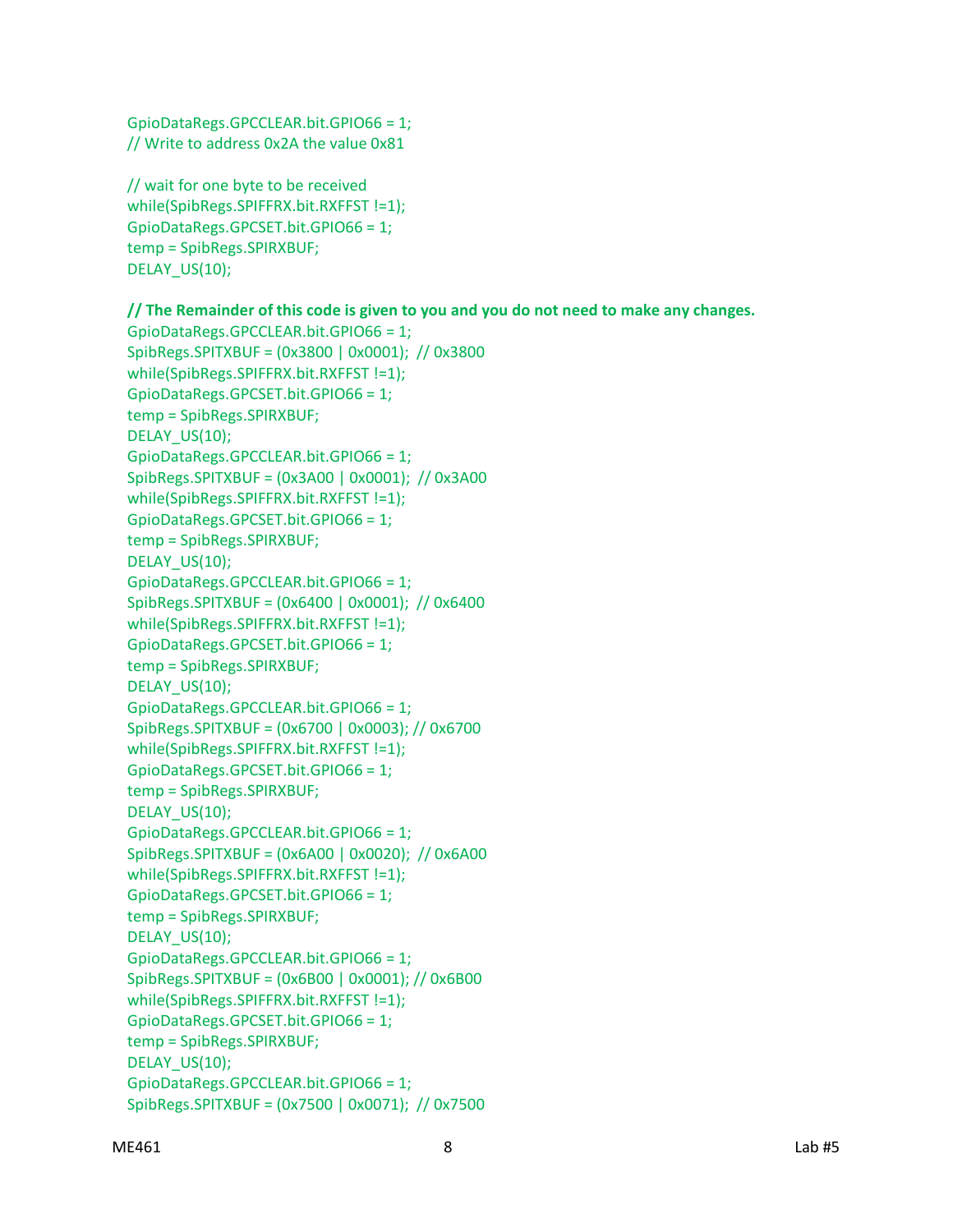```
GpioDataRegs.GPCCLEAR.bit.GPIO66 = 1;
// Write to address 0x2A the value 0x81

// wait for one byte to be received
while(SpibRegs.SPIFFRX.bit.RXFFST !=1);
GpioDataRegs.GPCSET.bit.GPIO66 = 1;
temp = SpibRegs.SPIRXBUF;
DELAY_US(10);
```

**// The Remainder of this code is given to you and you do not need to make any changes.**

```
GpioDataRegs.GPCCLEAR.bit.GPIO66 = 1;
SpibRegs.SPITXBUF = (0x3800 | 0x0001);  // 0x3800
while(SpibRegs.SPIFFRX.bit.RXFFST !=1);
GpioDataRegs.GPCSET.bit.GPIO66 = 1;
temp = SpibRegs.SPIRXBUF;
DELAY_US(10);
GpioDataRegs.GPCCLEAR.bit.GPIO66 = 1;
SpibRegs.SPITXBUF = (0x3A00 | 0x0001);  // 0x3A00
while(SpibRegs.SPIFFRX.bit.RXFFST !=1);
GpioDataRegs.GPCSET.bit.GPIO66 = 1;
temp = SpibRegs.SPIRXBUF;
DELAY_US(10);
GpioDataRegs.GPCCLEAR.bit.GPIO66 = 1;
SpibRegs.SPITXBUF = (0x6400 | 0x0001);  // 0x6400
while(SpibRegs.SPIFFRX.bit.RXFFST !=1);
GpioDataRegs.GPCSET.bit.GPIO66 = 1;
temp = SpibRegs.SPIRXBUF;
DELAY_US(10);
GpioDataRegs.GPCCLEAR.bit.GPIO66 = 1;
SpibRegs.SPITXBUF = (0x6700 | 0x0003); // 0x6700
while(SpibRegs.SPIFFRX.bit.RXFFST !=1);
GpioDataRegs.GPCSET.bit.GPIO66 = 1;
temp = SpibRegs.SPIRXBUF;
DELAY_US(10);
GpioDataRegs.GPCCLEAR.bit.GPIO66 = 1;
SpibRegs.SPITXBUF = (0x6A00 | 0x0020);  // 0x6A00
while(SpibRegs.SPIFFRX.bit.RXFFST !=1);
GpioDataRegs.GPCSET.bit.GPIO66 = 1;
temp = SpibRegs.SPIRXBUF;
DELAY_US(10);
GpioDataRegs.GPCCLEAR.bit.GPIO66 = 1;
SpibRegs.SPITXBUF = (0x6B00 | 0x0001); // 0x6B00
while(SpibRegs.SPIFFRX.bit.RXFFST !=1);
GpioDataRegs.GPCSET.bit.GPIO66 = 1;
temp = SpibRegs.SPIRXBUF;
DELAY_US(10);
GpioDataRegs.GPCCLEAR.bit.GPIO66 = 1;
SpibRegs.SPITXBUF = (0x7500 | 0x0071);  // 0x7500
```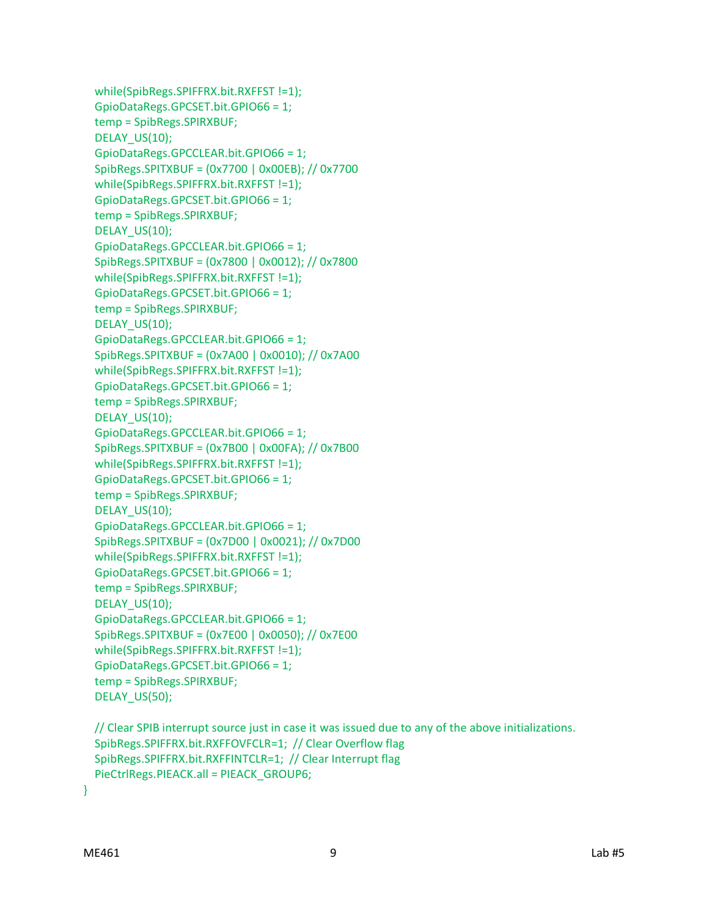```
    while(SpibRegs.SPIFFRX.bit.RXFFST !=1);
    GpioDataRegs.GPCSET.bit.GPIO66 = 1;
    temp = SpibRegs.SPIRXBUF;
    DELAY_US(10);
    GpioDataRegs.GPCCLEAR.bit.GPIO66 = 1;
    SpibRegs.SPITXBUF = (0x7700 | 0x00EB); // 0x7700
    while(SpibRegs.SPIFFRX.bit.RXFFST !=1);
    GpioDataRegs.GPCSET.bit.GPIO66 = 1;
    temp = SpibRegs.SPIRXBUF;
    DELAY_US(10);
    GpioDataRegs.GPCCLEAR.bit.GPIO66 = 1;
    SpibRegs.SPITXBUF = (0x7800 | 0x0012); // 0x7800
    while(SpibRegs.SPIFFRX.bit.RXFFST !=1);
    GpioDataRegs.GPCSET.bit.GPIO66 = 1;
    temp = SpibRegs.SPIRXBUF;
    DELAY_US(10);
    GpioDataRegs.GPCCLEAR.bit.GPIO66 = 1;
    SpibRegs.SPITXBUF = (0x7A00 | 0x0010); // 0x7A00
    while(SpibRegs.SPIFFRX.bit.RXFFST !=1);
    GpioDataRegs.GPCSET.bit.GPIO66 = 1;
    temp = SpibRegs.SPIRXBUF;
    DELAY_US(10);
    GpioDataRegs.GPCCLEAR.bit.GPIO66 = 1;
    SpibRegs.SPITXBUF = (0x7B00 | 0x00FA); // 0x7B00
    while(SpibRegs.SPIFFRX.bit.RXFFST !=1);
    GpioDataRegs.GPCSET.bit.GPIO66 = 1;
    temp = SpibRegs.SPIRXBUF;
    DELAY_US(10);
    GpioDataRegs.GPCCLEAR.bit.GPIO66 = 1;
    SpibRegs.SPITXBUF = (0x7D00 | 0x0021); // 0x7D00
    while(SpibRegs.SPIFFRX.bit.RXFFST !=1);
    GpioDataRegs.GPCSET.bit.GPIO66 = 1;
    temp = SpibRegs.SPIRXBUF;
    DELAY_US(10);
    GpioDataRegs.GPCCLEAR.bit.GPIO66 = 1;
    SpibRegs.SPITXBUF = (0x7E00 | 0x0050); // 0x7E00
    while(SpibRegs.SPIFFRX.bit.RXFFST !=1);
    GpioDataRegs.GPCSET.bit.GPIO66 = 1;
    temp = SpibRegs.SPIRXBUF;
    DELAY_US(50);

    // Clear SPIB interrupt source just in case it was issued due to any of the above initializations.
    SpibRegs.SPIFFRX.bit.RXFFOVFCLR=1;  // Clear Overflow flag
    SpibRegs.SPIFFRX.bit.RXFFINTCLR=1;  // Clear Interrupt flag
    PieCtrlRegs.PIEACK.all = PIEACK_GROUP6;
}
```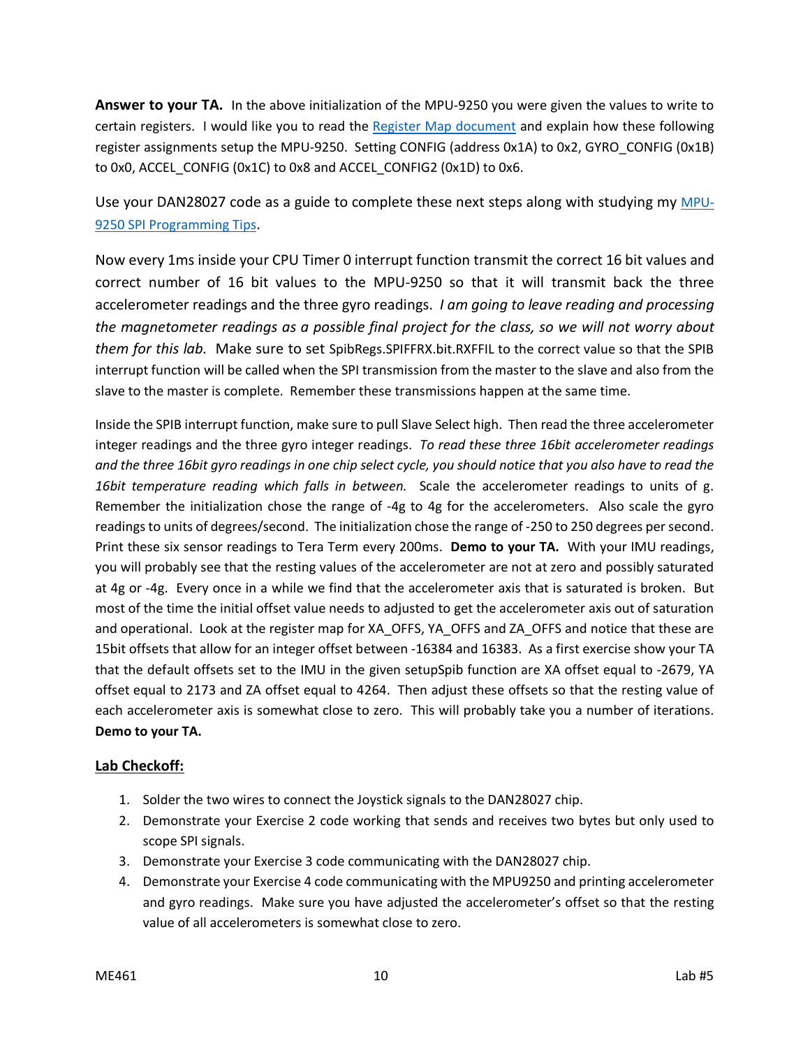**Answer to your TA.** In the above initialization of the MPU-9250 you were given the values to write to certain registers. I would like you to read the Register Map document and explain how these following register assignments setup the MPU-9250. Setting CONFIG (address 0x1A) to 0x2, GYRO_CONFIG (0x1B) to 0x0, ACCEL_CONFIG (0x1C) to 0x8 and ACCEL_CONFIG2 (0x1D) to 0x6.

Use your DAN28027 code as a guide to complete these next steps along with studying my MPU-9250 SPI Programming Tips.

Now every 1ms inside your CPU Timer 0 interrupt function transmit the correct 16 bit values and correct number of 16 bit values to the MPU-9250 so that it will transmit back the three accelerometer readings and the three gyro readings. *I am going to leave reading and processing the magnetometer readings as a possible final project for the class, so we will not worry about them for this lab.* Make sure to set SpibRegs.SPIFFRX.bit.RXFFIL to the correct value so that the SPIB interrupt function will be called when the SPI transmission from the master to the slave and also from the slave to the master is complete. Remember these transmissions happen at the same time.

Inside the SPIB interrupt function, make sure to pull Slave Select high. Then read the three accelerometer integer readings and the three gyro integer readings. *To read these three 16bit accelerometer readings and the three 16bit gyro readings in one chip select cycle, you should notice that you also have to read the 16bit temperature reading which falls in between.* Scale the accelerometer readings to units of g. Remember the initialization chose the range of -4g to 4g for the accelerometers. Also scale the gyro readings to units of degrees/second. The initialization chose the range of -250 to 250 degrees per second. Print these six sensor readings to Tera Term every 200ms. **Demo to your TA.** With your IMU readings, you will probably see that the resting values of the accelerometer are not at zero and possibly saturated at 4g or -4g. Every once in a while we find that the accelerometer axis that is saturated is broken. But most of the time the initial offset value needs to adjusted to get the accelerometer axis out of saturation and operational. Look at the register map for XA_OFFS, YA_OFFS and ZA_OFFS and notice that these are 15bit offsets that allow for an integer offset between -16384 and 16383. As a first exercise show your TA that the default offsets set to the IMU in the given setupSpib function are XA offset equal to -2679, YA offset equal to 2173 and ZA offset equal to 4264. Then adjust these offsets so that the resting value of each accelerometer axis is somewhat close to zero. This will probably take you a number of iterations. **Demo to your TA.**

## Lab Checkoff:

1. Solder the two wires to connect the Joystick signals to the DAN28027 chip.
2. Demonstrate your Exercise 2 code working that sends and receives two bytes but only used to scope SPI signals.
3. Demonstrate your Exercise 3 code communicating with the DAN28027 chip.
4. Demonstrate your Exercise 4 code communicating with the MPU9250 and printing accelerometer and gyro readings. Make sure you have adjusted the accelerometer's offset so that the resting value of all accelerometers is somewhat close to zero.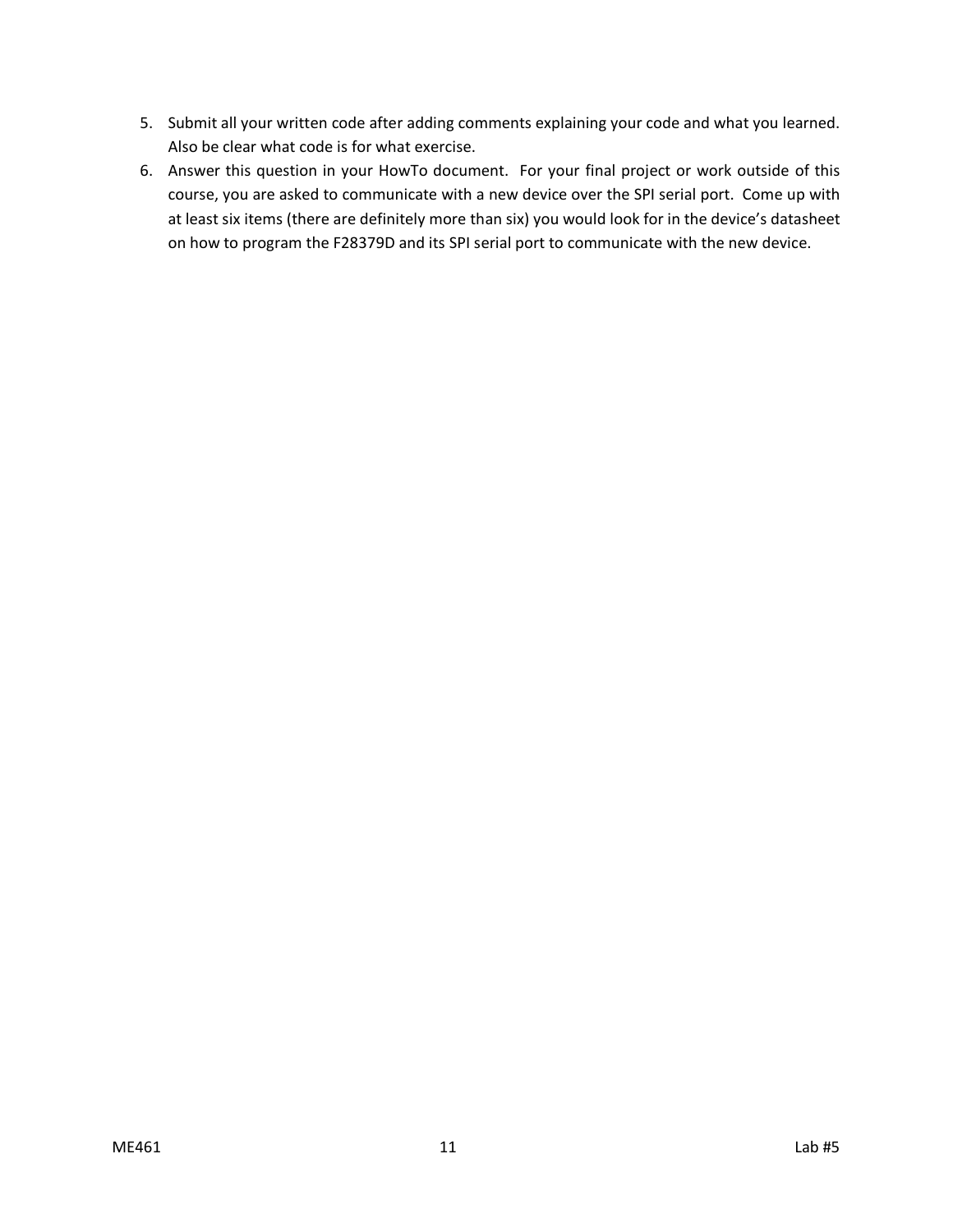5. Submit all your written code after adding comments explaining your code and what you learned. Also be clear what code is for what exercise.
6. Answer this question in your HowTo document. For your final project or work outside of this course, you are asked to communicate with a new device over the SPI serial port. Come up with at least six items (there are definitely more than six) you would look for in the device's datasheet on how to program the F28379D and its SPI serial port to communicate with the new device.